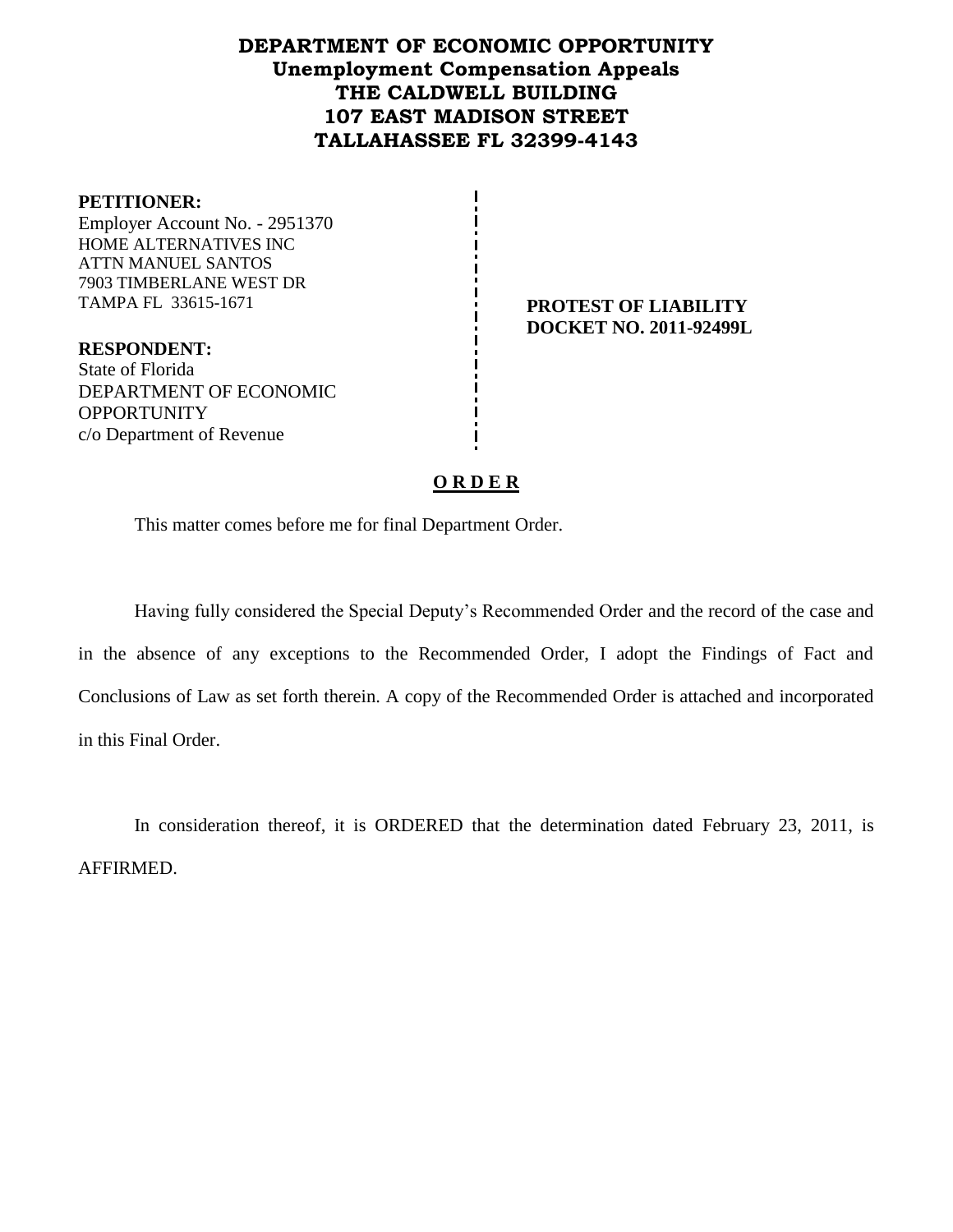# DEPARTMENT OF ECONOMIC OPPORTUNITY
## Unemployment Compensation Appeals
## THE CALDWELL BUILDING
## 107 EAST MADISON STREET
## TALLAHASSEE FL 32399-4143

**PETITIONER:**
Employer Account No. - 2951370
HOME ALTERNATIVES INC
ATTN MANUEL SANTOS
7903 TIMBERLANE WEST DR
TAMPA FL 33615-1671

**PROTEST OF LIABILITY**
**DOCKET NO. 2011-92499L**

**RESPONDENT:**
State of Florida
DEPARTMENT OF ECONOMIC OPPORTUNITY
c/o Department of Revenue

**O R D E R**

This matter comes before me for final Department Order.

Having fully considered the Special Deputy's Recommended Order and the record of the case and in the absence of any exceptions to the Recommended Order, I adopt the Findings of Fact and Conclusions of Law as set forth therein. A copy of the Recommended Order is attached and incorporated in this Final Order.

In consideration thereof, it is ORDERED that the determination dated February 23, 2011, is AFFIRMED.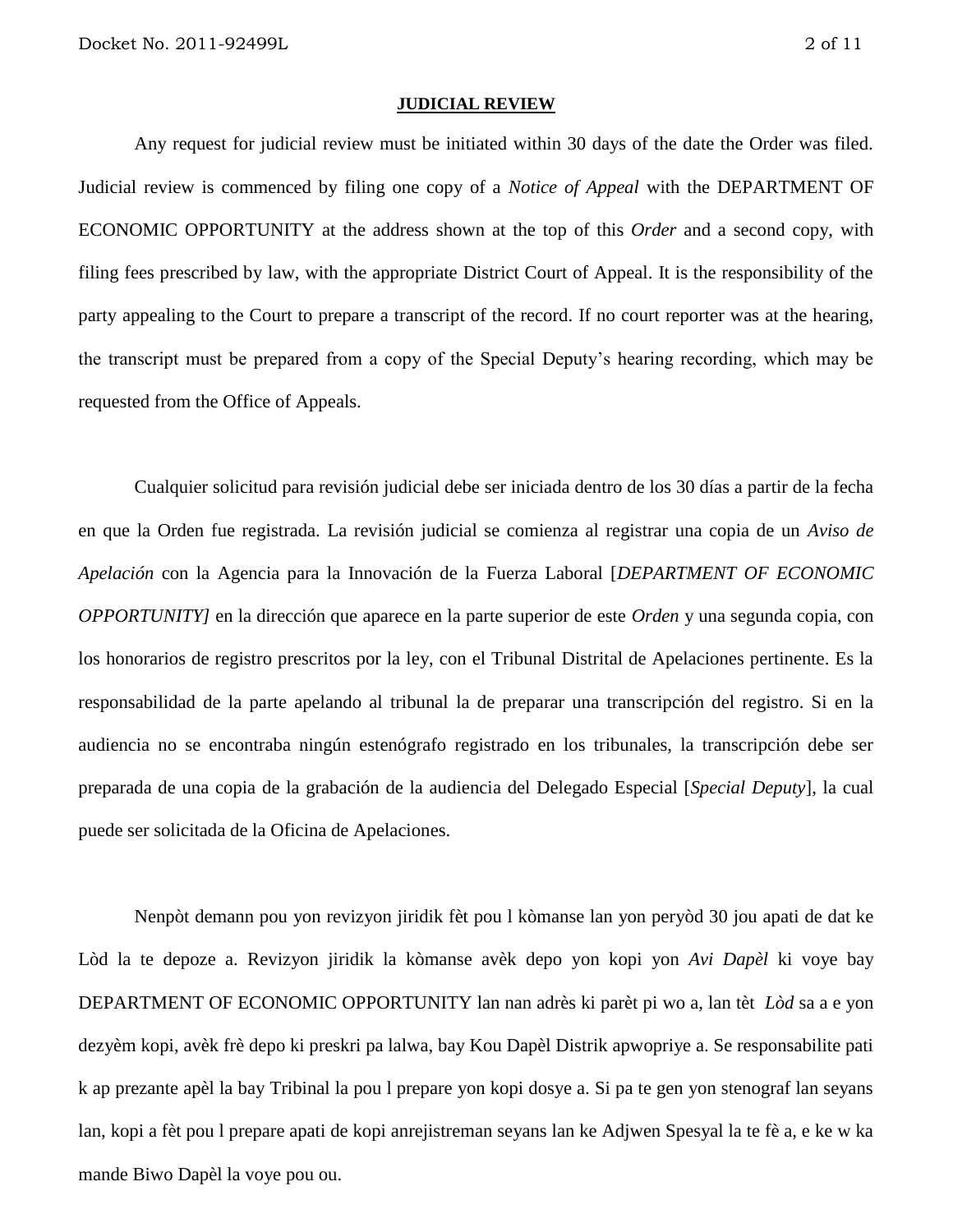## JUDICIAL REVIEW

Any request for judicial review must be initiated within 30 days of the date the Order was filed. Judicial review is commenced by filing one copy of a *Notice of Appeal* with the DEPARTMENT OF ECONOMIC OPPORTUNITY at the address shown at the top of this *Order* and a second copy, with filing fees prescribed by law, with the appropriate District Court of Appeal. It is the responsibility of the party appealing to the Court to prepare a transcript of the record. If no court reporter was at the hearing, the transcript must be prepared from a copy of the Special Deputy's hearing recording, which may be requested from the Office of Appeals.

Cualquier solicitud para revisión judicial debe ser iniciada dentro de los 30 días a partir de la fecha en que la Orden fue registrada. La revisión judicial se comienza al registrar una copia de un *Aviso de Apelación* con la Agencia para la Innovación de la Fuerza Laboral [*DEPARTMENT OF ECONOMIC OPPORTUNITY]* en la dirección que aparece en la parte superior de este *Orden* y una segunda copia, con los honorarios de registro prescritos por la ley, con el Tribunal Distrital de Apelaciones pertinente. Es la responsabilidad de la parte apelando al tribunal la de preparar una transcripción del registro. Si en la audiencia no se encontraba ningún estenógrafo registrado en los tribunales, la transcripción debe ser preparada de una copia de la grabación de la audiencia del Delegado Especial [*Special Deputy*], la cual puede ser solicitada de la Oficina de Apelaciones.

Nenpòt demann pou yon revizyon jiridik fèt pou l kòmanse lan yon peryòd 30 jou apati de dat ke Lòd la te depoze a. Revizyon jiridik la kòmanse avèk depo yon kopi yon *Avi Dapèl* ki voye bay DEPARTMENT OF ECONOMIC OPPORTUNITY lan nan adrès ki parèt pi wo a, lan tèt *Lòd* sa a e yon dezyèm kopi, avèk frè depo ki preskri pa lalwa, bay Kou Dapèl Distrik apwopriye a. Se responsabilite pati k ap prezante apèl la bay Tribinal la pou l prepare yon kopi dosye a. Si pa te gen yon stenograf lan seyans lan, kopi a fèt pou l prepare apati de kopi anrejistreman seyans lan ke Adjwen Spesyal la te fè a, e ke w ka mande Biwo Dapèl la voye pou ou.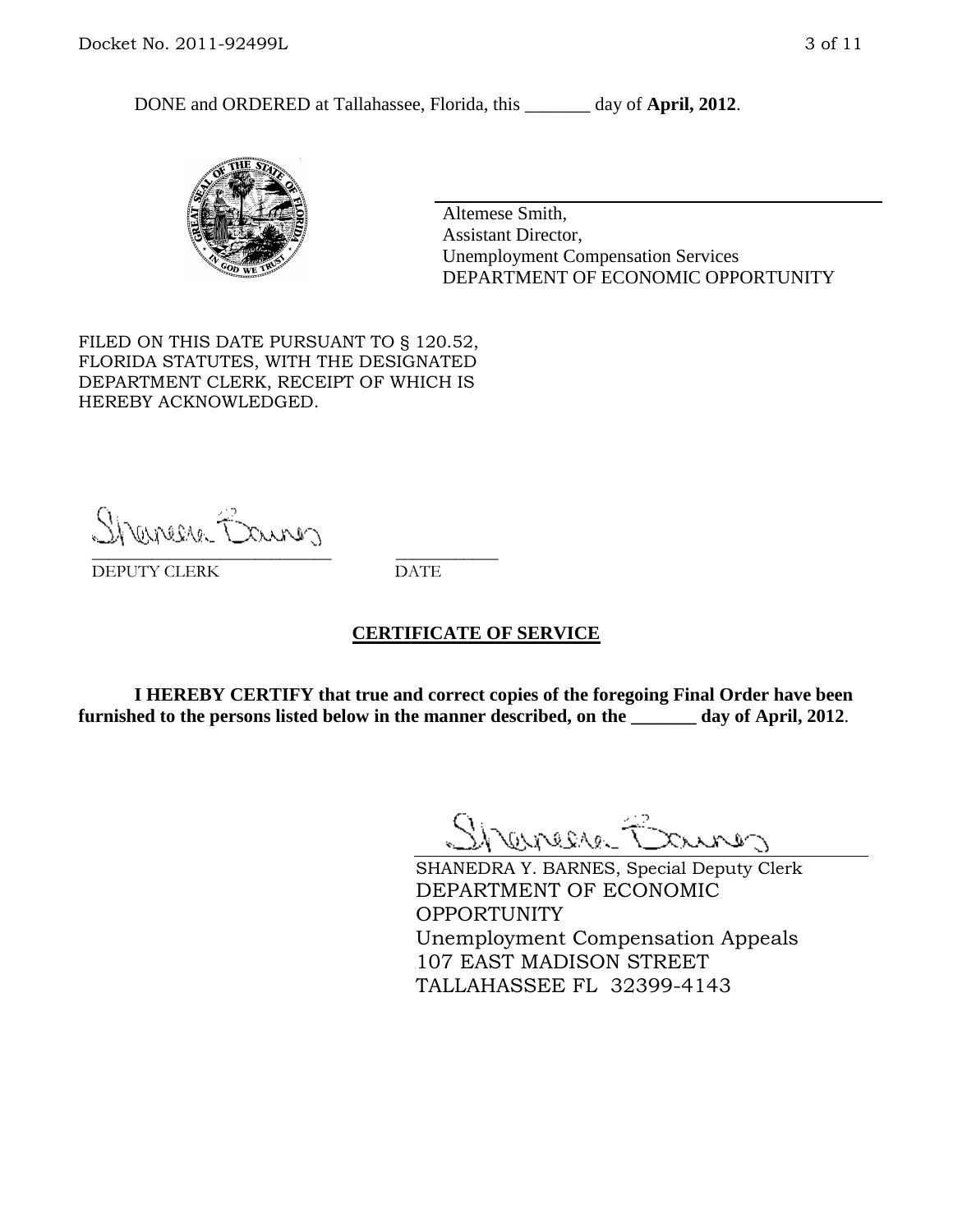DONE and ORDERED at Tallahassee, Florida, this _______ day of **April, 2012**.

Altemese Smith,
Assistant Director,
Unemployment Compensation Services
DEPARTMENT OF ECONOMIC OPPORTUNITY

FILED ON THIS DATE PURSUANT TO § 120.52, FLORIDA STATUTES, WITH THE DESIGNATED DEPARTMENT CLERK, RECEIPT OF WHICH IS HEREBY ACKNOWLEDGED.

___________________________ ___________
DEPUTY CLERK DATE

## CERTIFICATE OF SERVICE

**I HEREBY CERTIFY that true and correct copies of the foregoing Final Order have been furnished to the persons listed below in the manner described, on the _______ day of April, 2012**.

SHANEDRA Y. BARNES, Special Deputy Clerk
DEPARTMENT OF ECONOMIC OPPORTUNITY
Unemployment Compensation Appeals
107 EAST MADISON STREET
TALLAHASSEE FL 32399-4143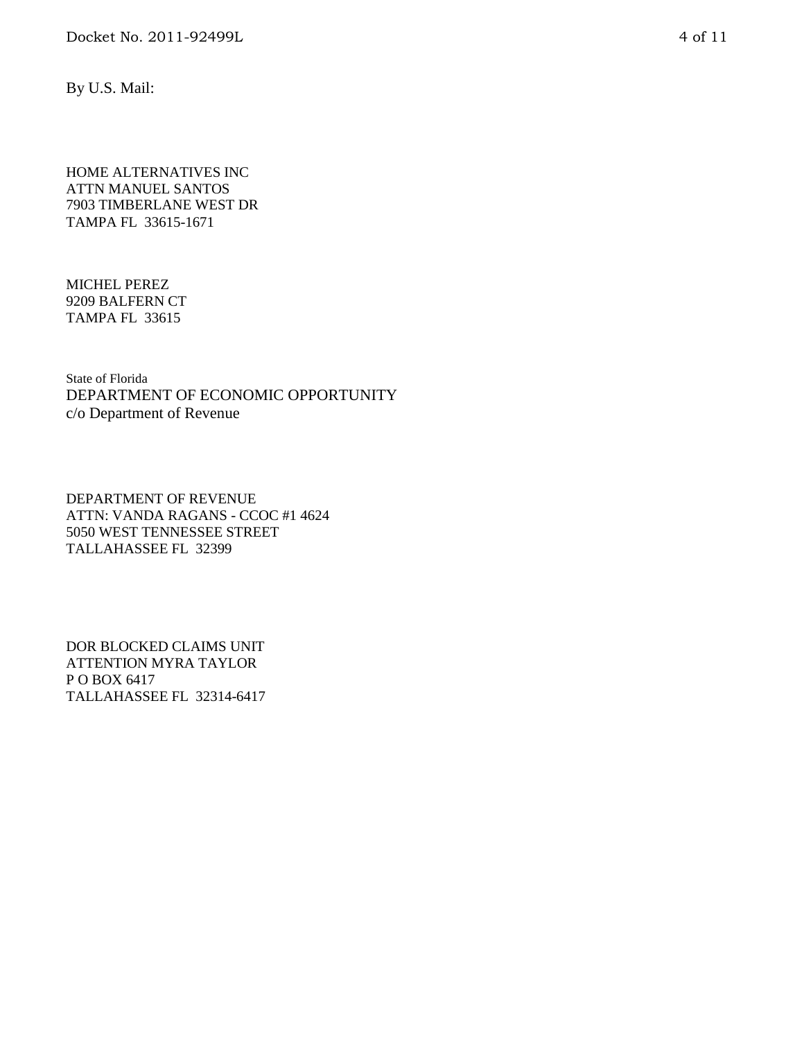By U.S. Mail:

HOME ALTERNATIVES INC
ATTN MANUEL SANTOS
7903 TIMBERLANE WEST DR
TAMPA FL 33615-1671

MICHEL PEREZ
9209 BALFERN CT
TAMPA FL 33615

State of Florida
DEPARTMENT OF ECONOMIC OPPORTUNITY
c/o Department of Revenue

DEPARTMENT OF REVENUE
ATTN: VANDA RAGANS - CCOC #1 4624
5050 WEST TENNESSEE STREET
TALLAHASSEE FL 32399

DOR BLOCKED CLAIMS UNIT
ATTENTION MYRA TAYLOR
P O BOX 6417
TALLAHASSEE FL 32314-6417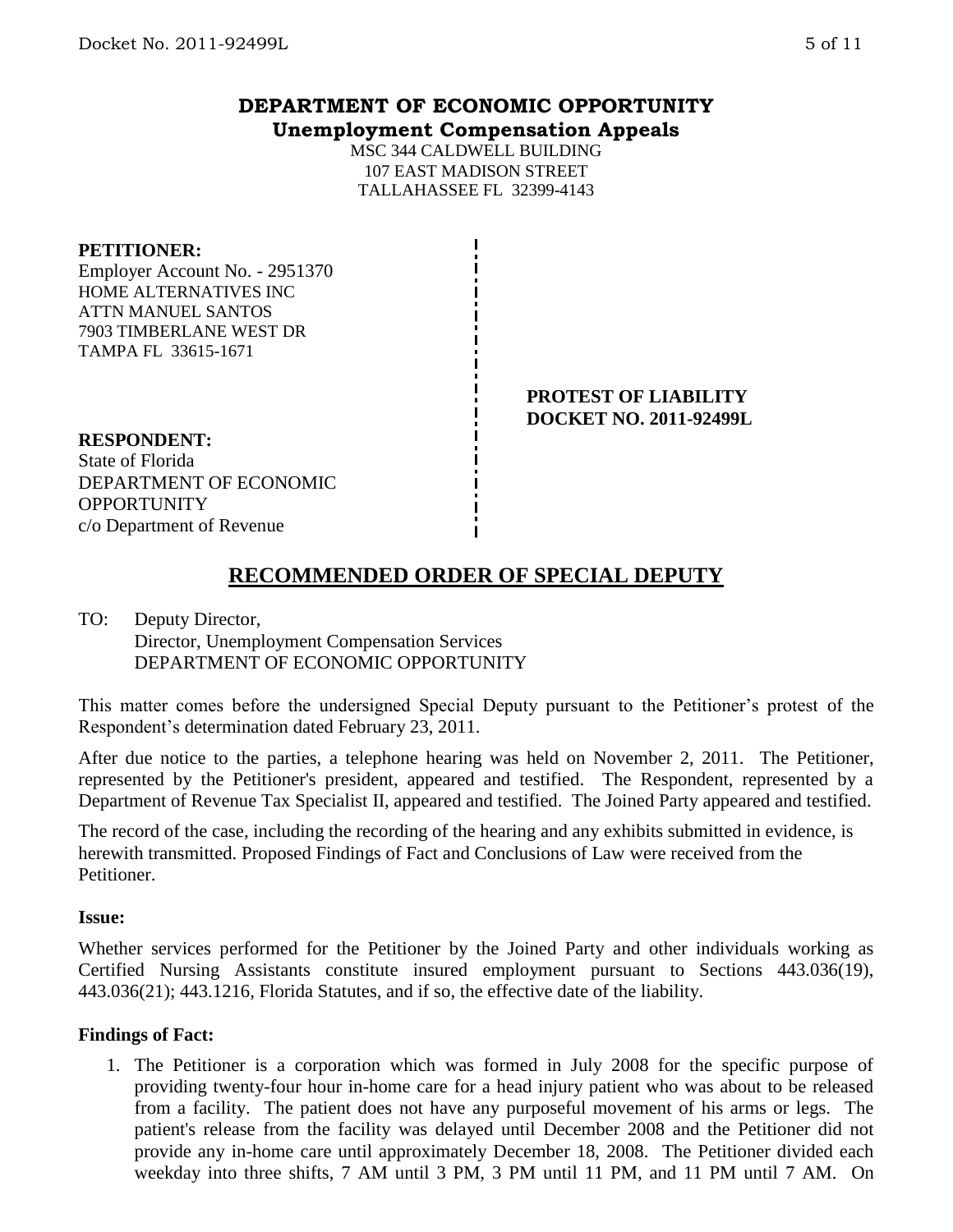# DEPARTMENT OF ECONOMIC OPPORTUNITY
## Unemployment Compensation Appeals

MSC 344 CALDWELL BUILDING
107 EAST MADISON STREET
TALLAHASSEE FL 32399-4143

**PETITIONER:**
Employer Account No. - 2951370
HOME ALTERNATIVES INC
ATTN MANUEL SANTOS
7903 TIMBERLANE WEST DR
TAMPA FL 33615-1671

**PROTEST OF LIABILITY**
**DOCKET NO. 2011-92499L**

**RESPONDENT:**
State of Florida
DEPARTMENT OF ECONOMIC OPPORTUNITY
c/o Department of Revenue

## RECOMMENDED ORDER OF SPECIAL DEPUTY

TO: Deputy Director,
Director, Unemployment Compensation Services
DEPARTMENT OF ECONOMIC OPPORTUNITY

This matter comes before the undersigned Special Deputy pursuant to the Petitioner's protest of the Respondent's determination dated February 23, 2011.

After due notice to the parties, a telephone hearing was held on November 2, 2011. The Petitioner, represented by the Petitioner's president, appeared and testified. The Respondent, represented by a Department of Revenue Tax Specialist II, appeared and testified. The Joined Party appeared and testified.

The record of the case, including the recording of the hearing and any exhibits submitted in evidence, is herewith transmitted. Proposed Findings of Fact and Conclusions of Law were received from the Petitioner.

**Issue:**

Whether services performed for the Petitioner by the Joined Party and other individuals working as Certified Nursing Assistants constitute insured employment pursuant to Sections 443.036(19), 443.036(21); 443.1216, Florida Statutes, and if so, the effective date of the liability.

**Findings of Fact:**

1. The Petitioner is a corporation which was formed in July 2008 for the specific purpose of providing twenty-four hour in-home care for a head injury patient who was about to be released from a facility. The patient does not have any purposeful movement of his arms or legs. The patient's release from the facility was delayed until December 2008 and the Petitioner did not provide any in-home care until approximately December 18, 2008. The Petitioner divided each weekday into three shifts, 7 AM until 3 PM, 3 PM until 11 PM, and 11 PM until 7 AM. On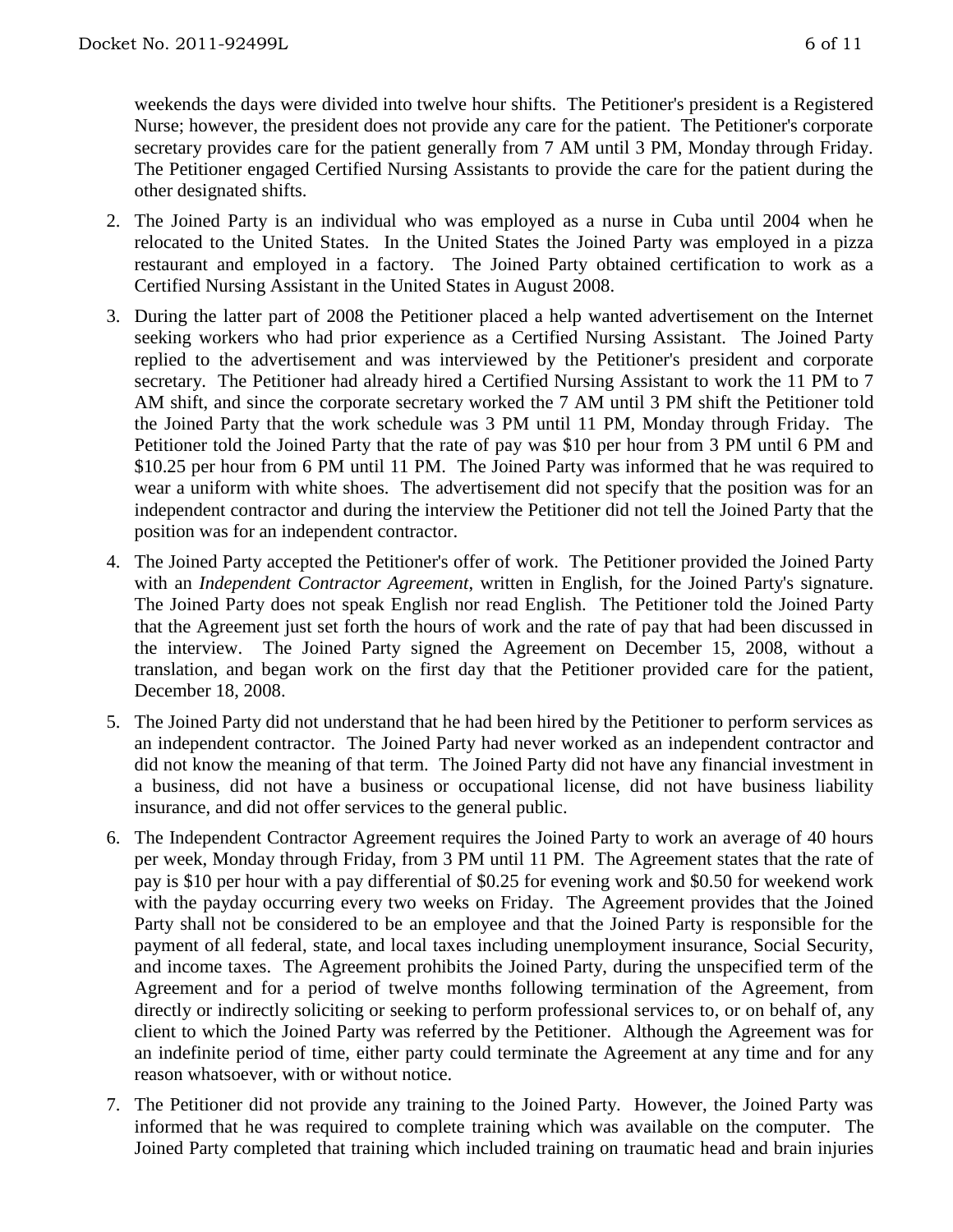weekends the days were divided into twelve hour shifts. The Petitioner's president is a Registered Nurse; however, the president does not provide any care for the patient. The Petitioner's corporate secretary provides care for the patient generally from 7 AM until 3 PM, Monday through Friday. The Petitioner engaged Certified Nursing Assistants to provide the care for the patient during the other designated shifts.

2. The Joined Party is an individual who was employed as a nurse in Cuba until 2004 when he relocated to the United States. In the United States the Joined Party was employed in a pizza restaurant and employed in a factory. The Joined Party obtained certification to work as a Certified Nursing Assistant in the United States in August 2008.

3. During the latter part of 2008 the Petitioner placed a help wanted advertisement on the Internet seeking workers who had prior experience as a Certified Nursing Assistant. The Joined Party replied to the advertisement and was interviewed by the Petitioner's president and corporate secretary. The Petitioner had already hired a Certified Nursing Assistant to work the 11 PM to 7 AM shift, and since the corporate secretary worked the 7 AM until 3 PM shift the Petitioner told the Joined Party that the work schedule was 3 PM until 11 PM, Monday through Friday. The Petitioner told the Joined Party that the rate of pay was $10 per hour from 3 PM until 6 PM and $10.25 per hour from 6 PM until 11 PM. The Joined Party was informed that he was required to wear a uniform with white shoes. The advertisement did not specify that the position was for an independent contractor and during the interview the Petitioner did not tell the Joined Party that the position was for an independent contractor.

4. The Joined Party accepted the Petitioner's offer of work. The Petitioner provided the Joined Party with an *Independent Contractor Agreement*, written in English, for the Joined Party's signature. The Joined Party does not speak English nor read English. The Petitioner told the Joined Party that the Agreement just set forth the hours of work and the rate of pay that had been discussed in the interview. The Joined Party signed the Agreement on December 15, 2008, without a translation, and began work on the first day that the Petitioner provided care for the patient, December 18, 2008.

5. The Joined Party did not understand that he had been hired by the Petitioner to perform services as an independent contractor. The Joined Party had never worked as an independent contractor and did not know the meaning of that term. The Joined Party did not have any financial investment in a business, did not have a business or occupational license, did not have business liability insurance, and did not offer services to the general public.

6. The Independent Contractor Agreement requires the Joined Party to work an average of 40 hours per week, Monday through Friday, from 3 PM until 11 PM. The Agreement states that the rate of pay is $10 per hour with a pay differential of $0.25 for evening work and $0.50 for weekend work with the payday occurring every two weeks on Friday. The Agreement provides that the Joined Party shall not be considered to be an employee and that the Joined Party is responsible for the payment of all federal, state, and local taxes including unemployment insurance, Social Security, and income taxes. The Agreement prohibits the Joined Party, during the unspecified term of the Agreement and for a period of twelve months following termination of the Agreement, from directly or indirectly soliciting or seeking to perform professional services to, or on behalf of, any client to which the Joined Party was referred by the Petitioner. Although the Agreement was for an indefinite period of time, either party could terminate the Agreement at any time and for any reason whatsoever, with or without notice.

7. The Petitioner did not provide any training to the Joined Party. However, the Joined Party was informed that he was required to complete training which was available on the computer. The Joined Party completed that training which included training on traumatic head and brain injuries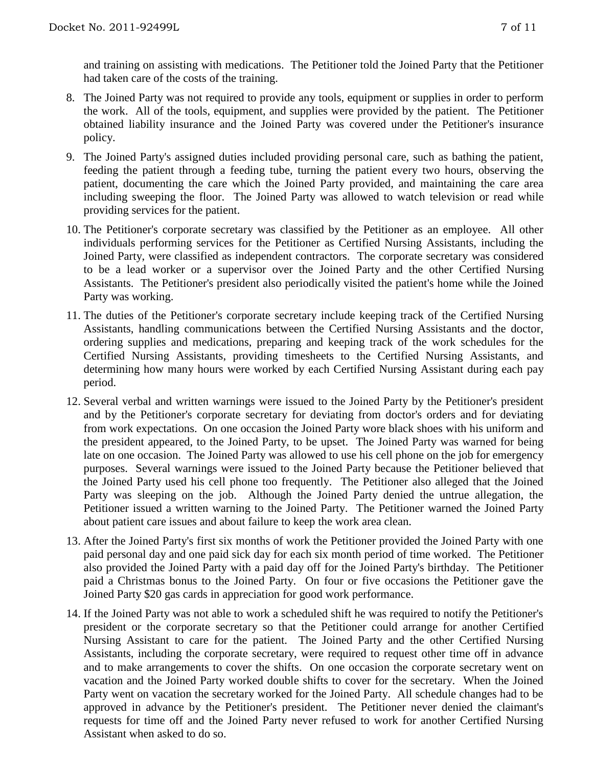and training on assisting with medications. The Petitioner told the Joined Party that the Petitioner had taken care of the costs of the training.

8. The Joined Party was not required to provide any tools, equipment or supplies in order to perform the work. All of the tools, equipment, and supplies were provided by the patient. The Petitioner obtained liability insurance and the Joined Party was covered under the Petitioner's insurance policy.

9. The Joined Party's assigned duties included providing personal care, such as bathing the patient, feeding the patient through a feeding tube, turning the patient every two hours, observing the patient, documenting the care which the Joined Party provided, and maintaining the care area including sweeping the floor. The Joined Party was allowed to watch television or read while providing services for the patient.

10. The Petitioner's corporate secretary was classified by the Petitioner as an employee. All other individuals performing services for the Petitioner as Certified Nursing Assistants, including the Joined Party, were classified as independent contractors. The corporate secretary was considered to be a lead worker or a supervisor over the Joined Party and the other Certified Nursing Assistants. The Petitioner's president also periodically visited the patient's home while the Joined Party was working.

11. The duties of the Petitioner's corporate secretary include keeping track of the Certified Nursing Assistants, handling communications between the Certified Nursing Assistants and the doctor, ordering supplies and medications, preparing and keeping track of the work schedules for the Certified Nursing Assistants, providing timesheets to the Certified Nursing Assistants, and determining how many hours were worked by each Certified Nursing Assistant during each pay period.

12. Several verbal and written warnings were issued to the Joined Party by the Petitioner's president and by the Petitioner's corporate secretary for deviating from doctor's orders and for deviating from work expectations. On one occasion the Joined Party wore black shoes with his uniform and the president appeared, to the Joined Party, to be upset. The Joined Party was warned for being late on one occasion. The Joined Party was allowed to use his cell phone on the job for emergency purposes. Several warnings were issued to the Joined Party because the Petitioner believed that the Joined Party used his cell phone too frequently. The Petitioner also alleged that the Joined Party was sleeping on the job. Although the Joined Party denied the untrue allegation, the Petitioner issued a written warning to the Joined Party. The Petitioner warned the Joined Party about patient care issues and about failure to keep the work area clean.

13. After the Joined Party's first six months of work the Petitioner provided the Joined Party with one paid personal day and one paid sick day for each six month period of time worked. The Petitioner also provided the Joined Party with a paid day off for the Joined Party's birthday. The Petitioner paid a Christmas bonus to the Joined Party. On four or five occasions the Petitioner gave the Joined Party $20 gas cards in appreciation for good work performance.

14. If the Joined Party was not able to work a scheduled shift he was required to notify the Petitioner's president or the corporate secretary so that the Petitioner could arrange for another Certified Nursing Assistant to care for the patient. The Joined Party and the other Certified Nursing Assistants, including the corporate secretary, were required to request other time off in advance and to make arrangements to cover the shifts. On one occasion the corporate secretary went on vacation and the Joined Party worked double shifts to cover for the secretary. When the Joined Party went on vacation the secretary worked for the Joined Party. All schedule changes had to be approved in advance by the Petitioner's president. The Petitioner never denied the claimant's requests for time off and the Joined Party never refused to work for another Certified Nursing Assistant when asked to do so.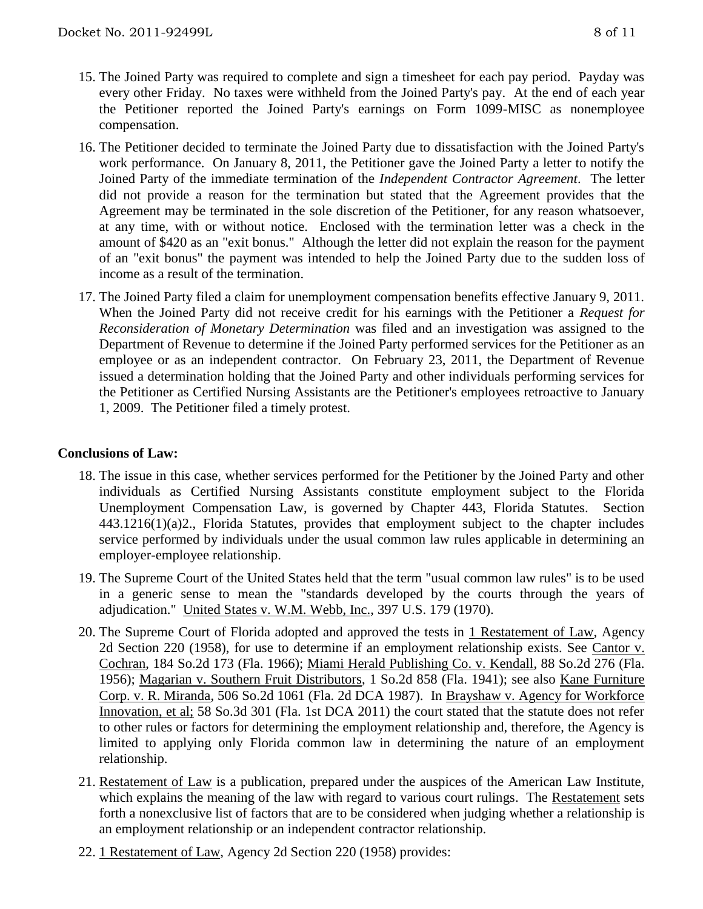15. The Joined Party was required to complete and sign a timesheet for each pay period. Payday was every other Friday. No taxes were withheld from the Joined Party's pay. At the end of each year the Petitioner reported the Joined Party's earnings on Form 1099-MISC as nonemployee compensation.

16. The Petitioner decided to terminate the Joined Party due to dissatisfaction with the Joined Party's work performance. On January 8, 2011, the Petitioner gave the Joined Party a letter to notify the Joined Party of the immediate termination of the *Independent Contractor Agreement*. The letter did not provide a reason for the termination but stated that the Agreement provides that the Agreement may be terminated in the sole discretion of the Petitioner, for any reason whatsoever, at any time, with or without notice. Enclosed with the termination letter was a check in the amount of $420 as an "exit bonus." Although the letter did not explain the reason for the payment of an "exit bonus" the payment was intended to help the Joined Party due to the sudden loss of income as a result of the termination.

17. The Joined Party filed a claim for unemployment compensation benefits effective January 9, 2011. When the Joined Party did not receive credit for his earnings with the Petitioner a *Request for Reconsideration of Monetary Determination* was filed and an investigation was assigned to the Department of Revenue to determine if the Joined Party performed services for the Petitioner as an employee or as an independent contractor. On February 23, 2011, the Department of Revenue issued a determination holding that the Joined Party and other individuals performing services for the Petitioner as Certified Nursing Assistants are the Petitioner's employees retroactive to January 1, 2009. The Petitioner filed a timely protest.

**Conclusions of Law:**

18. The issue in this case, whether services performed for the Petitioner by the Joined Party and other individuals as Certified Nursing Assistants constitute employment subject to the Florida Unemployment Compensation Law, is governed by Chapter 443, Florida Statutes. Section 443.1216(1)(a)2., Florida Statutes, provides that employment subject to the chapter includes service performed by individuals under the usual common law rules applicable in determining an employer-employee relationship.

19. The Supreme Court of the United States held that the term "usual common law rules" is to be used in a generic sense to mean the "standards developed by the courts through the years of adjudication." United States v. W.M. Webb, Inc., 397 U.S. 179 (1970).

20. The Supreme Court of Florida adopted and approved the tests in 1 Restatement of Law, Agency 2d Section 220 (1958), for use to determine if an employment relationship exists. See Cantor v. Cochran, 184 So.2d 173 (Fla. 1966); Miami Herald Publishing Co. v. Kendall, 88 So.2d 276 (Fla. 1956); Magarian v. Southern Fruit Distributors, 1 So.2d 858 (Fla. 1941); see also Kane Furniture Corp. v. R. Miranda, 506 So.2d 1061 (Fla. 2d DCA 1987). In Brayshaw v. Agency for Workforce Innovation, et al; 58 So.3d 301 (Fla. 1st DCA 2011) the court stated that the statute does not refer to other rules or factors for determining the employment relationship and, therefore, the Agency is limited to applying only Florida common law in determining the nature of an employment relationship.

21. Restatement of Law is a publication, prepared under the auspices of the American Law Institute, which explains the meaning of the law with regard to various court rulings. The Restatement sets forth a nonexclusive list of factors that are to be considered when judging whether a relationship is an employment relationship or an independent contractor relationship.

22. 1 Restatement of Law, Agency 2d Section 220 (1958) provides: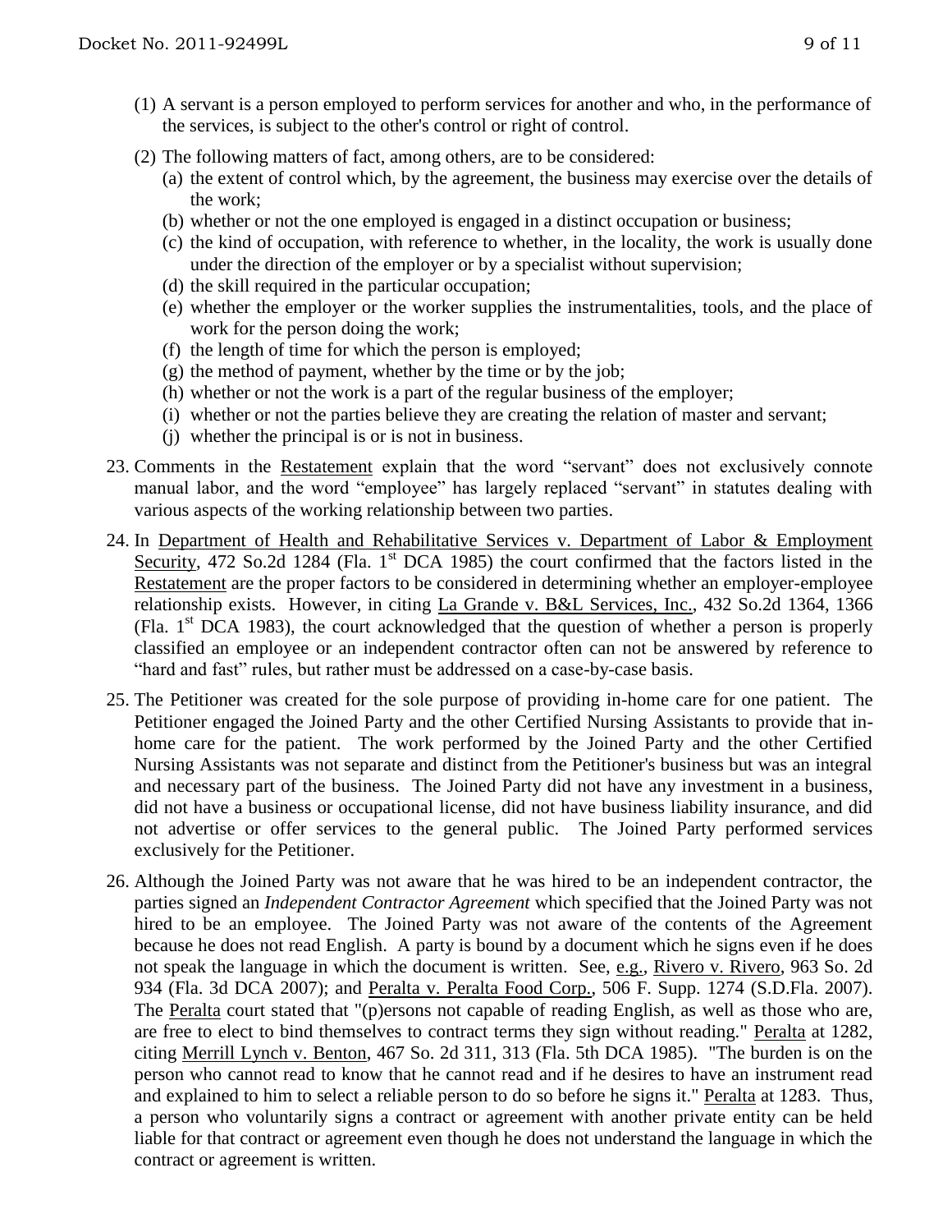(1) A servant is a person employed to perform services for another and who, in the performance of the services, is subject to the other's control or right of control.

(2) The following matters of fact, among others, are to be considered:

   (a) the extent of control which, by the agreement, the business may exercise over the details of the work;
   (b) whether or not the one employed is engaged in a distinct occupation or business;
   (c) the kind of occupation, with reference to whether, in the locality, the work is usually done under the direction of the employer or by a specialist without supervision;
   (d) the skill required in the particular occupation;
   (e) whether the employer or the worker supplies the instrumentalities, tools, and the place of work for the person doing the work;
   (f) the length of time for which the person is employed;
   (g) the method of payment, whether by the time or by the job;
   (h) whether or not the work is a part of the regular business of the employer;
   (i) whether or not the parties believe they are creating the relation of master and servant;
   (j) whether the principal is or is not in business.

23. Comments in the Restatement explain that the word "servant" does not exclusively connote manual labor, and the word "employee" has largely replaced "servant" in statutes dealing with various aspects of the working relationship between two parties.

24. In Department of Health and Rehabilitative Services v. Department of Labor & Employment Security, 472 So.2d 1284 (Fla. 1st DCA 1985) the court confirmed that the factors listed in the Restatement are the proper factors to be considered in determining whether an employer-employee relationship exists. However, in citing La Grande v. B&L Services, Inc., 432 So.2d 1364, 1366 (Fla. 1st DCA 1983), the court acknowledged that the question of whether a person is properly classified an employee or an independent contractor often can not be answered by reference to "hard and fast" rules, but rather must be addressed on a case-by-case basis.

25. The Petitioner was created for the sole purpose of providing in-home care for one patient. The Petitioner engaged the Joined Party and the other Certified Nursing Assistants to provide that in-home care for the patient. The work performed by the Joined Party and the other Certified Nursing Assistants was not separate and distinct from the Petitioner's business but was an integral and necessary part of the business. The Joined Party did not have any investment in a business, did not have a business or occupational license, did not have business liability insurance, and did not advertise or offer services to the general public. The Joined Party performed services exclusively for the Petitioner.

26. Although the Joined Party was not aware that he was hired to be an independent contractor, the parties signed an *Independent Contractor Agreement* which specified that the Joined Party was not hired to be an employee. The Joined Party was not aware of the contents of the Agreement because he does not read English. A party is bound by a document which he signs even if he does not speak the language in which the document is written. See, e.g., Rivero v. Rivero, 963 So. 2d 934 (Fla. 3d DCA 2007); and Peralta v. Peralta Food Corp., 506 F. Supp. 1274 (S.D.Fla. 2007). The Peralta court stated that "(p)ersons not capable of reading English, as well as those who are, are free to elect to bind themselves to contract terms they sign without reading." Peralta at 1282, citing Merrill Lynch v. Benton, 467 So. 2d 311, 313 (Fla. 5th DCA 1985). "The burden is on the person who cannot read to know that he cannot read and if he desires to have an instrument read and explained to him to select a reliable person to do so before he signs it." Peralta at 1283. Thus, a person who voluntarily signs a contract or agreement with another private entity can be held liable for that contract or agreement even though he does not understand the language in which the contract or agreement is written.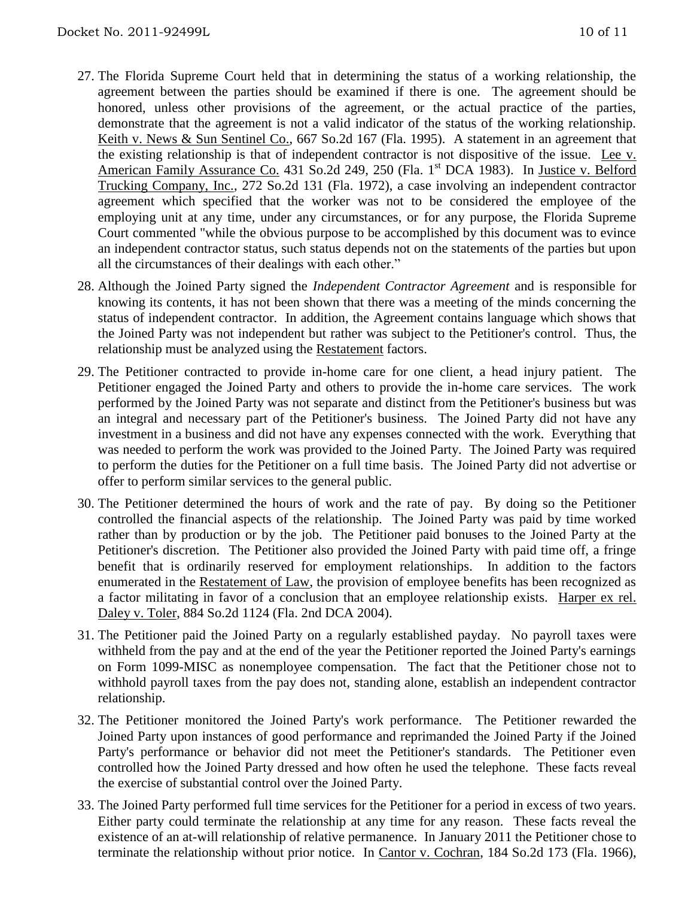27. The Florida Supreme Court held that in determining the status of a working relationship, the agreement between the parties should be examined if there is one. The agreement should be honored, unless other provisions of the agreement, or the actual practice of the parties, demonstrate that the agreement is not a valid indicator of the status of the working relationship. Keith v. News & Sun Sentinel Co., 667 So.2d 167 (Fla. 1995). A statement in an agreement that the existing relationship is that of independent contractor is not dispositive of the issue. Lee v. American Family Assurance Co. 431 So.2d 249, 250 (Fla. 1st DCA 1983). In Justice v. Belford Trucking Company, Inc., 272 So.2d 131 (Fla. 1972), a case involving an independent contractor agreement which specified that the worker was not to be considered the employee of the employing unit at any time, under any circumstances, or for any purpose, the Florida Supreme Court commented "while the obvious purpose to be accomplished by this document was to evince an independent contractor status, such status depends not on the statements of the parties but upon all the circumstances of their dealings with each other."

28. Although the Joined Party signed the *Independent Contractor Agreement* and is responsible for knowing its contents, it has not been shown that there was a meeting of the minds concerning the status of independent contractor. In addition, the Agreement contains language which shows that the Joined Party was not independent but rather was subject to the Petitioner's control. Thus, the relationship must be analyzed using the Restatement factors.

29. The Petitioner contracted to provide in-home care for one client, a head injury patient. The Petitioner engaged the Joined Party and others to provide the in-home care services. The work performed by the Joined Party was not separate and distinct from the Petitioner's business but was an integral and necessary part of the Petitioner's business. The Joined Party did not have any investment in a business and did not have any expenses connected with the work. Everything that was needed to perform the work was provided to the Joined Party. The Joined Party was required to perform the duties for the Petitioner on a full time basis. The Joined Party did not advertise or offer to perform similar services to the general public.

30. The Petitioner determined the hours of work and the rate of pay. By doing so the Petitioner controlled the financial aspects of the relationship. The Joined Party was paid by time worked rather than by production or by the job. The Petitioner paid bonuses to the Joined Party at the Petitioner's discretion. The Petitioner also provided the Joined Party with paid time off, a fringe benefit that is ordinarily reserved for employment relationships. In addition to the factors enumerated in the Restatement of Law, the provision of employee benefits has been recognized as a factor militating in favor of a conclusion that an employee relationship exists. Harper ex rel. Daley v. Toler, 884 So.2d 1124 (Fla. 2nd DCA 2004).

31. The Petitioner paid the Joined Party on a regularly established payday. No payroll taxes were withheld from the pay and at the end of the year the Petitioner reported the Joined Party's earnings on Form 1099-MISC as nonemployee compensation. The fact that the Petitioner chose not to withhold payroll taxes from the pay does not, standing alone, establish an independent contractor relationship.

32. The Petitioner monitored the Joined Party's work performance. The Petitioner rewarded the Joined Party upon instances of good performance and reprimanded the Joined Party if the Joined Party's performance or behavior did not meet the Petitioner's standards. The Petitioner even controlled how the Joined Party dressed and how often he used the telephone. These facts reveal the exercise of substantial control over the Joined Party.

33. The Joined Party performed full time services for the Petitioner for a period in excess of two years. Either party could terminate the relationship at any time for any reason. These facts reveal the existence of an at-will relationship of relative permanence. In January 2011 the Petitioner chose to terminate the relationship without prior notice. In Cantor v. Cochran, 184 So.2d 173 (Fla. 1966),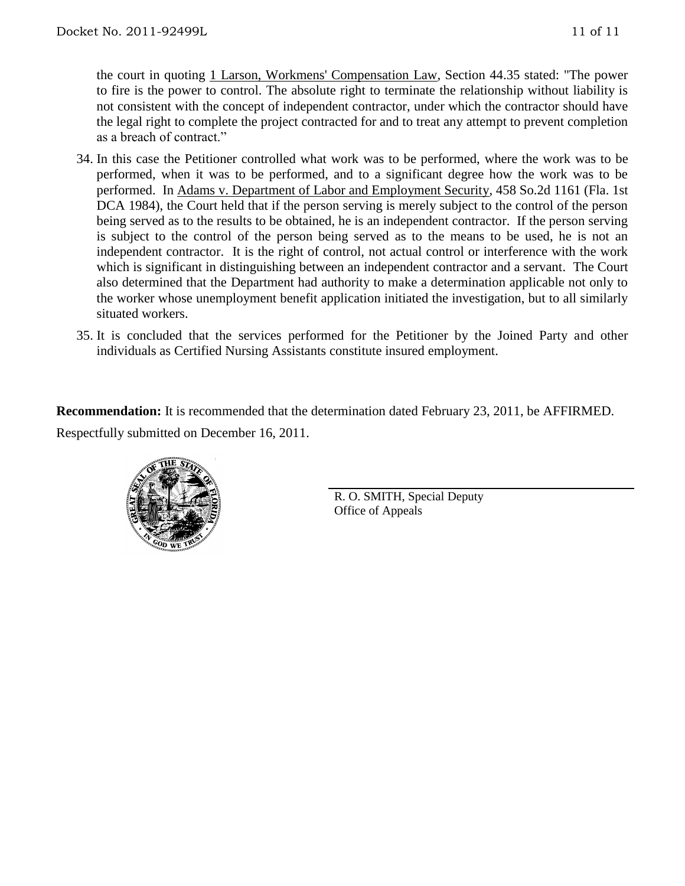the court in quoting 1 Larson, Workmens' Compensation Law, Section 44.35 stated: "The power to fire is the power to control. The absolute right to terminate the relationship without liability is not consistent with the concept of independent contractor, under which the contractor should have the legal right to complete the project contracted for and to treat any attempt to prevent completion as a breach of contract."

34. In this case the Petitioner controlled what work was to be performed, where the work was to be performed, when it was to be performed, and to a significant degree how the work was to be performed. In Adams v. Department of Labor and Employment Security, 458 So.2d 1161 (Fla. 1st DCA 1984), the Court held that if the person serving is merely subject to the control of the person being served as to the results to be obtained, he is an independent contractor. If the person serving is subject to the control of the person being served as to the means to be used, he is not an independent contractor. It is the right of control, not actual control or interference with the work which is significant in distinguishing between an independent contractor and a servant. The Court also determined that the Department had authority to make a determination applicable not only to the worker whose unemployment benefit application initiated the investigation, but to all similarly situated workers.

35. It is concluded that the services performed for the Petitioner by the Joined Party and other individuals as Certified Nursing Assistants constitute insured employment.

**Recommendation:** It is recommended that the determination dated February 23, 2011, be AFFIRMED.

Respectfully submitted on December 16, 2011.

R. O. SMITH, Special Deputy
Office of Appeals